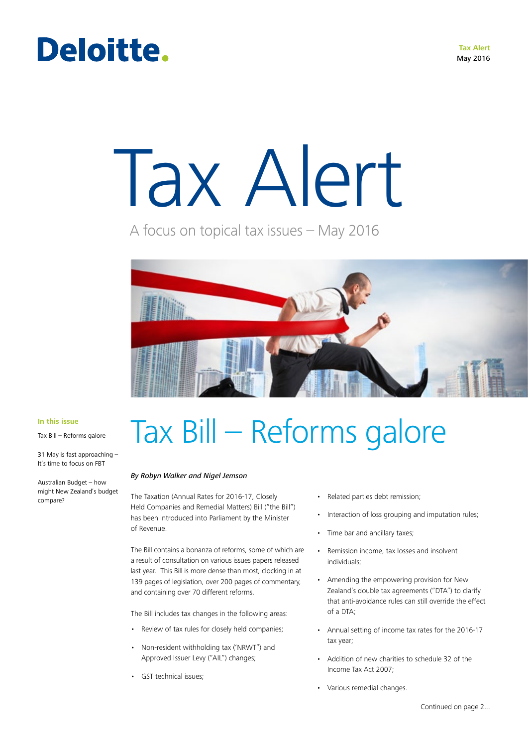Deloitte.

**Tax Alert**
May 2016

# Tax Alert

A focus on topical tax issues – May 2016

**In this issue**

Tax Bill – Reforms galore

31 May is fast approaching – It's time to focus on FBT

Australian Budget – how might New Zealand's budget compare?

## Tax Bill – Reforms galore

*By Robyn Walker and Nigel Jemson*

The Taxation (Annual Rates for 2016-17, Closely Held Companies and Remedial Matters) Bill ("the Bill") has been introduced into Parliament by the Minister of Revenue.

The Bill contains a bonanza of reforms, some of which are a result of consultation on various issues papers released last year. This Bill is more dense than most, clocking in at 139 pages of legislation, over 200 pages of commentary, and containing over 70 different reforms.

The Bill includes tax changes in the following areas:

- Review of tax rules for closely held companies;
- Non-resident withholding tax ('NRWT") and Approved Issuer Levy ("AIL") changes;
- GST technical issues;
- Related parties debt remission;
- Interaction of loss grouping and imputation rules;
- Time bar and ancillary taxes;
- Remission income, tax losses and insolvent individuals;
- Amending the empowering provision for New Zealand's double tax agreements ("DTA") to clarify that anti-avoidance rules can still override the effect of a DTA;
- Annual setting of income tax rates for the 2016-17 tax year;
- Addition of new charities to schedule 32 of the Income Tax Act 2007;
- Various remedial changes.

Continued on page 2...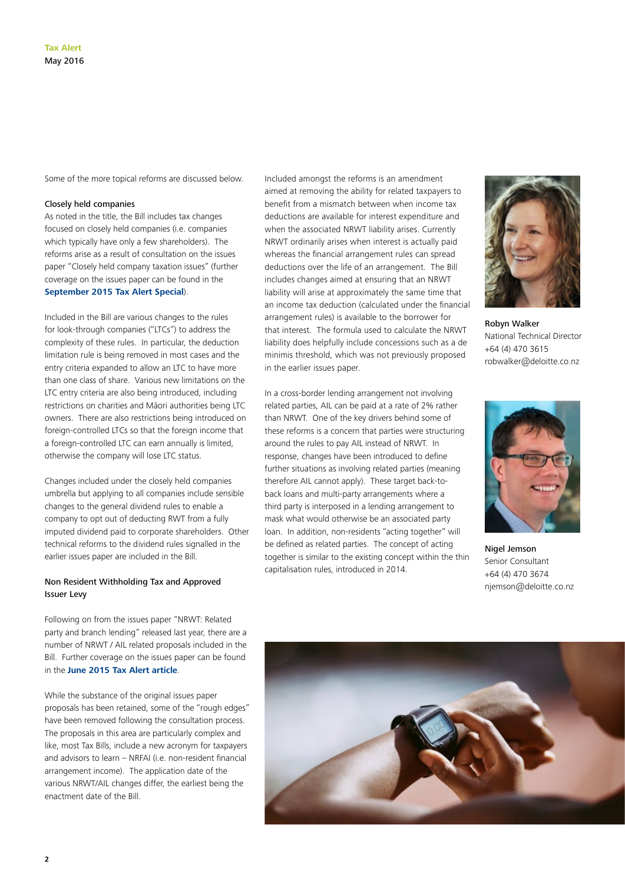Some of the more topical reforms are discussed below.

**Closely held companies**

As noted in the title, the Bill includes tax changes focused on closely held companies (i.e. companies which typically have only a few shareholders). The reforms arise as a result of consultation on the issues paper "Closely held company taxation issues" (further coverage on the issues paper can be found in the **September 2015 Tax Alert Special**).

Included in the Bill are various changes to the rules for look-through companies ("LTCs") to address the complexity of these rules. In particular, the deduction limitation rule is being removed in most cases and the entry criteria expanded to allow an LTC to have more than one class of share. Various new limitations on the LTC entry criteria are also being introduced, including restrictions on charities and Māori authorities being LTC owners. There are also restrictions being introduced on foreign-controlled LTCs so that the foreign income that a foreign-controlled LTC can earn annually is limited, otherwise the company will lose LTC status.

Changes included under the closely held companies umbrella but applying to all companies include sensible changes to the general dividend rules to enable a company to opt out of deducting RWT from a fully imputed dividend paid to corporate shareholders. Other technical reforms to the dividend rules signalled in the earlier issues paper are included in the Bill.

**Non Resident Withholding Tax and Approved Issuer Levy**

Following on from the issues paper "NRWT: Related party and branch lending" released last year, there are a number of NRWT / AIL related proposals included in the Bill. Further coverage on the issues paper can be found in the **June 2015 Tax Alert article**.

While the substance of the original issues paper proposals has been retained, some of the "rough edges" have been removed following the consultation process. The proposals in this area are particularly complex and like, most Tax Bills, include a new acronym for taxpayers and advisors to learn – NRFAI (i.e. non-resident financial arrangement income). The application date of the various NRWT/AIL changes differ, the earliest being the enactment date of the Bill.

Included amongst the reforms is an amendment aimed at removing the ability for related taxpayers to benefit from a mismatch between when income tax deductions are available for interest expenditure and when the associated NRWT liability arises. Currently NRWT ordinarily arises when interest is actually paid whereas the financial arrangement rules can spread deductions over the life of an arrangement. The Bill includes changes aimed at ensuring that an NRWT liability will arise at approximately the same time that an income tax deduction (calculated under the financial arrangement rules) is available to the borrower for that interest. The formula used to calculate the NRWT liability does helpfully include concessions such as a de minimis threshold, which was not previously proposed in the earlier issues paper.

In a cross-border lending arrangement not involving related parties, AIL can be paid at a rate of 2% rather than NRWT. One of the key drivers behind some of these reforms is a concern that parties were structuring around the rules to pay AIL instead of NRWT. In response, changes have been introduced to define further situations as involving related parties (meaning therefore AIL cannot apply). These target back-to-back loans and multi-party arrangements where a third party is interposed in a lending arrangement to mask what would otherwise be an associated party loan. In addition, non-residents "acting together" will be defined as related parties. The concept of acting together is similar to the existing concept within the thin capitalisation rules, introduced in 2014.

**Robyn Walker**
National Technical Director
+64 (4) 470 3615
robwalker@deloitte.co.nz

**Nigel Jemson**
Senior Consultant
+64 (4) 470 3674
njemson@deloitte.co.nz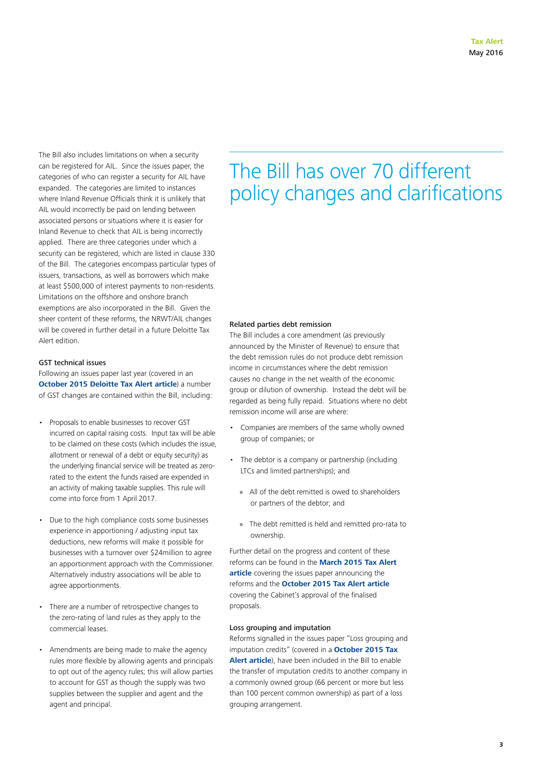The Bill also includes limitations on when a security can be registered for AIL. Since the issues paper, the categories of who can register a security for AIL have expanded. The categories are limited to instances where Inland Revenue Officials think it is unlikely that AIL would incorrectly be paid on lending between associated persons or situations where it is easier for Inland Revenue to check that AIL is being incorrectly applied. There are three categories under which a security can be registered, which are listed in clause 330 of the Bill. The categories encompass particular types of issuers, transactions, as well as borrowers which make at least $500,000 of interest payments to non-residents. Limitations on the offshore and onshore branch exemptions are also incorporated in the Bill. Given the sheer content of these reforms, the NRWT/AIL changes will be covered in further detail in a future Deloitte Tax Alert edition.

### GST technical issues

Following an issues paper last year (covered in an **October 2015 Deloitte Tax Alert article**) a number of GST changes are contained within the Bill, including:

- Proposals to enable businesses to recover GST incurred on capital raising costs. Input tax will be able to be claimed on these costs (which includes the issue, allotment or renewal of a debt or equity security) as the underlying financial service will be treated as zero-rated to the extent the funds raised are expended in an activity of making taxable supplies. This rule will come into force from 1 April 2017.
- Due to the high compliance costs some businesses experience in apportioning / adjusting input tax deductions, new reforms will make it possible for businesses with a turnover over $24million to agree an apportionment approach with the Commissioner. Alternatively industry associations will be able to agree apportionments.
- There are a number of retrospective changes to the zero-rating of land rules as they apply to the commercial leases.
- Amendments are being made to make the agency rules more flexible by allowing agents and principals to opt out of the agency rules; this will allow parties to account for GST as though the supply was two supplies between the supplier and agent and the agent and principal.

## The Bill has over 70 different policy changes and clarifications

### Related parties debt remission

The Bill includes a core amendment (as previously announced by the Minister of Revenue) to ensure that the debt remission rules do not produce debt remission income in circumstances where the debt remission causes no change in the net wealth of the economic group or dilution of ownership. Instead the debt will be regarded as being fully repaid. Situations where no debt remission income will arise are where:

- Companies are members of the same wholly owned group of companies; or
- The debtor is a company or partnership (including LTCs and limited partnerships); and
  - All of the debt remitted is owed to shareholders or partners of the debtor; and
  - The debt remitted is held and remitted pro-rata to ownership.

Further detail on the progress and content of these reforms can be found in the **March 2015 Tax Alert article** covering the issues paper announcing the reforms and the **October 2015 Tax Alert article** covering the Cabinet's approval of the finalised proposals.

### Loss grouping and imputation

Reforms signalled in the issues paper "Loss grouping and imputation credits" (covered in a **October 2015 Tax Alert article**), have been included in the Bill to enable the transfer of imputation credits to another company in a commonly owned group (66 percent or more but less than 100 percent common ownership) as part of a loss grouping arrangement.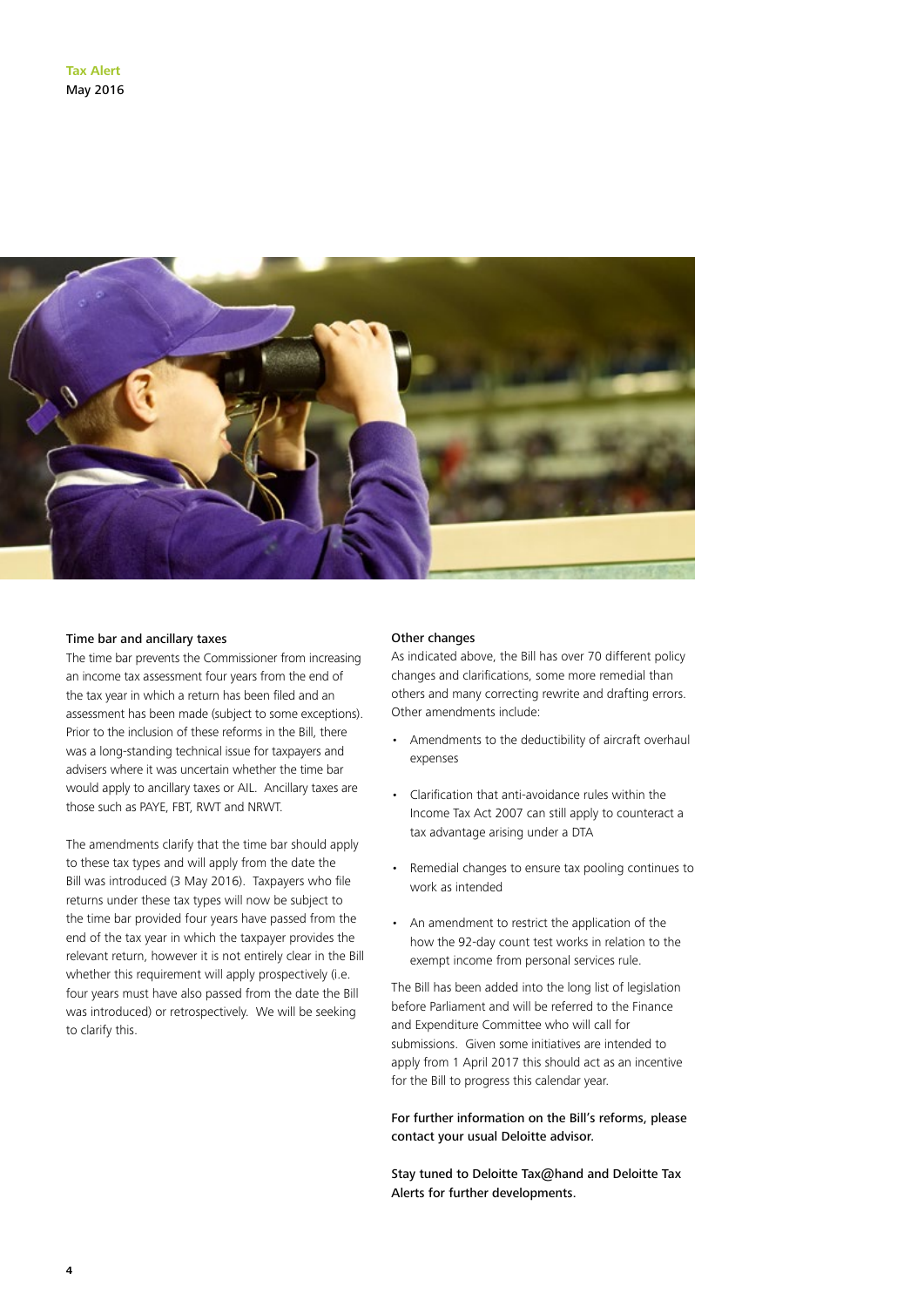### Time bar and ancillary taxes

The time bar prevents the Commissioner from increasing an income tax assessment four years from the end of the tax year in which a return has been filed and an assessment has been made (subject to some exceptions). Prior to the inclusion of these reforms in the Bill, there was a long-standing technical issue for taxpayers and advisers where it was uncertain whether the time bar would apply to ancillary taxes or AIL. Ancillary taxes are those such as PAYE, FBT, RWT and NRWT.

The amendments clarify that the time bar should apply to these tax types and will apply from the date the Bill was introduced (3 May 2016). Taxpayers who file returns under these tax types will now be subject to the time bar provided four years have passed from the end of the tax year in which the taxpayer provides the relevant return, however it is not entirely clear in the Bill whether this requirement will apply prospectively (i.e. four years must have also passed from the date the Bill was introduced) or retrospectively. We will be seeking to clarify this.

### Other changes

As indicated above, the Bill has over 70 different policy changes and clarifications, some more remedial than others and many correcting rewrite and drafting errors. Other amendments include:

- Amendments to the deductibility of aircraft overhaul expenses
- Clarification that anti-avoidance rules within the Income Tax Act 2007 can still apply to counteract a tax advantage arising under a DTA
- Remedial changes to ensure tax pooling continues to work as intended
- An amendment to restrict the application of the how the 92-day count test works in relation to the exempt income from personal services rule.

The Bill has been added into the long list of legislation before Parliament and will be referred to the Finance and Expenditure Committee who will call for submissions. Given some initiatives are intended to apply from 1 April 2017 this should act as an incentive for the Bill to progress this calendar year.

**For further information on the Bill's reforms, please contact your usual Deloitte advisor.**

**Stay tuned to Deloitte Tax@hand and Deloitte Tax Alerts for further developments.**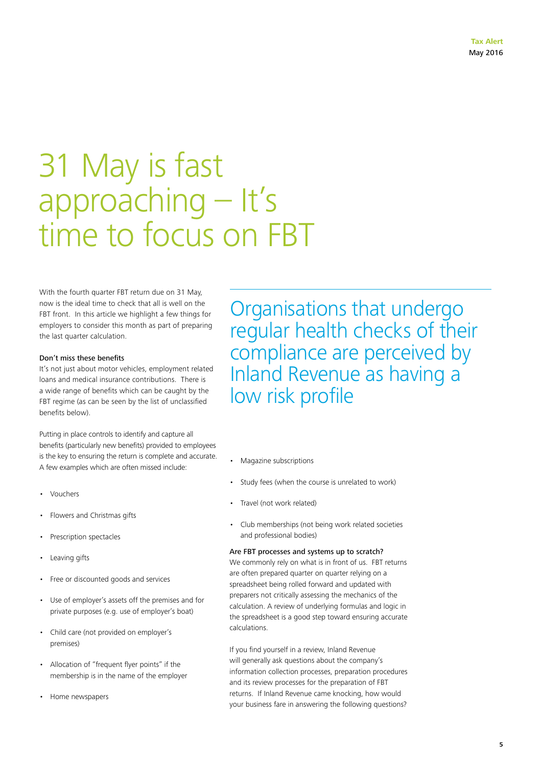# 31 May is fast approaching – It's time to focus on FBT

With the fourth quarter FBT return due on 31 May, now is the ideal time to check that all is well on the FBT front. In this article we highlight a few things for employers to consider this month as part of preparing the last quarter calculation.

Organisations that undergo regular health checks of their compliance are perceived by Inland Revenue as having a low risk profile

**Don't miss these benefits**

It's not just about motor vehicles, employment related loans and medical insurance contributions. There is a wide range of benefits which can be caught by the FBT regime (as can be seen by the list of unclassified benefits below).

Putting in place controls to identify and capture all benefits (particularly new benefits) provided to employees is the key to ensuring the return is complete and accurate. A few examples which are often missed include:

- Vouchers
- Flowers and Christmas gifts
- Prescription spectacles
- Leaving gifts
- Free or discounted goods and services
- Use of employer's assets off the premises and for private purposes (e.g. use of employer's boat)
- Child care (not provided on employer's premises)
- Allocation of "frequent flyer points" if the membership is in the name of the employer
- Home newspapers
- Magazine subscriptions
- Study fees (when the course is unrelated to work)
- Travel (not work related)
- Club memberships (not being work related societies and professional bodies)

**Are FBT processes and systems up to scratch?**

We commonly rely on what is in front of us. FBT returns are often prepared quarter on quarter relying on a spreadsheet being rolled forward and updated with preparers not critically assessing the mechanics of the calculation. A review of underlying formulas and logic in the spreadsheet is a good step toward ensuring accurate calculations.

If you find yourself in a review, Inland Revenue will generally ask questions about the company's information collection processes, preparation procedures and its review processes for the preparation of FBT returns. If Inland Revenue came knocking, how would your business fare in answering the following questions?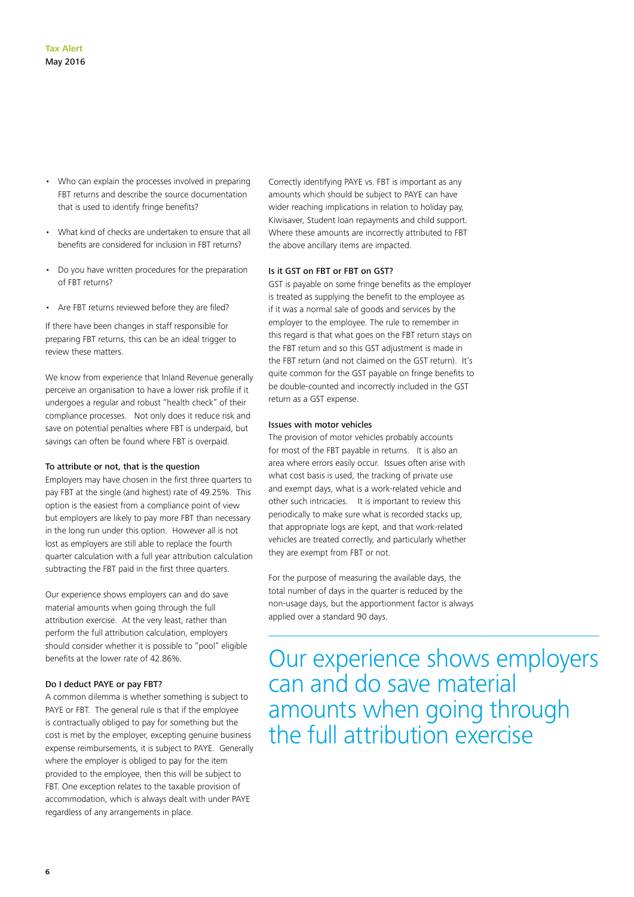- Who can explain the processes involved in preparing FBT returns and describe the source documentation that is used to identify fringe benefits?
- What kind of checks are undertaken to ensure that all benefits are considered for inclusion in FBT returns?
- Do you have written procedures for the preparation of FBT returns?
- Are FBT returns reviewed before they are filed?

If there have been changes in staff responsible for preparing FBT returns, this can be an ideal trigger to review these matters.

We know from experience that Inland Revenue generally perceive an organisation to have a lower risk profile if it undergoes a regular and robust "health check" of their compliance processes. Not only does it reduce risk and save on potential penalties where FBT is underpaid, but savings can often be found where FBT is overpaid.

### To attribute or not, that is the question

Employers may have chosen in the first three quarters to pay FBT at the single (and highest) rate of 49.25%. This option is the easiest from a compliance point of view but employers are likely to pay more FBT than necessary in the long run under this option. However all is not lost as employers are still able to replace the fourth quarter calculation with a full year attribution calculation subtracting the FBT paid in the first three quarters.

Our experience shows employers can and do save material amounts when going through the full attribution exercise. At the very least, rather than perform the full attribution calculation, employers should consider whether it is possible to "pool" eligible benefits at the lower rate of 42.86%.

### Do I deduct PAYE or pay FBT?

A common dilemma is whether something is subject to PAYE or FBT. The general rule is that if the employee is contractually obliged to pay for something but the cost is met by the employer, excepting genuine business expense reimbursements, it is subject to PAYE. Generally where the employer is obliged to pay for the item provided to the employee, then this will be subject to FBT. One exception relates to the taxable provision of accommodation, which is always dealt with under PAYE regardless of any arrangements in place.

Correctly identifying PAYE vs. FBT is important as any amounts which should be subject to PAYE can have wider reaching implications in relation to holiday pay, Kiwisaver, Student loan repayments and child support. Where these amounts are incorrectly attributed to FBT the above ancillary items are impacted.

### Is it GST on FBT or FBT on GST?

GST is payable on some fringe benefits as the employer is treated as supplying the benefit to the employee as if it was a normal sale of goods and services by the employer to the employee. The rule to remember in this regard is that what goes on the FBT return stays on the FBT return and so this GST adjustment is made in the FBT return (and not claimed on the GST return). It's quite common for the GST payable on fringe benefits to be double-counted and incorrectly included in the GST return as a GST expense.

### Issues with motor vehicles

The provision of motor vehicles probably accounts for most of the FBT payable in returns. It is also an area where errors easily occur. Issues often arise with what cost basis is used, the tracking of private use and exempt days, what is a work-related vehicle and other such intricacies. It is important to review this periodically to make sure what is recorded stacks up, that appropriate logs are kept, and that work-related vehicles are treated correctly, and particularly whether they are exempt from FBT or not.

For the purpose of measuring the available days, the total number of days in the quarter is reduced by the non-usage days, but the apportionment factor is always applied over a standard 90 days.

> Our experience shows employers can and do save material amounts when going through the full attribution exercise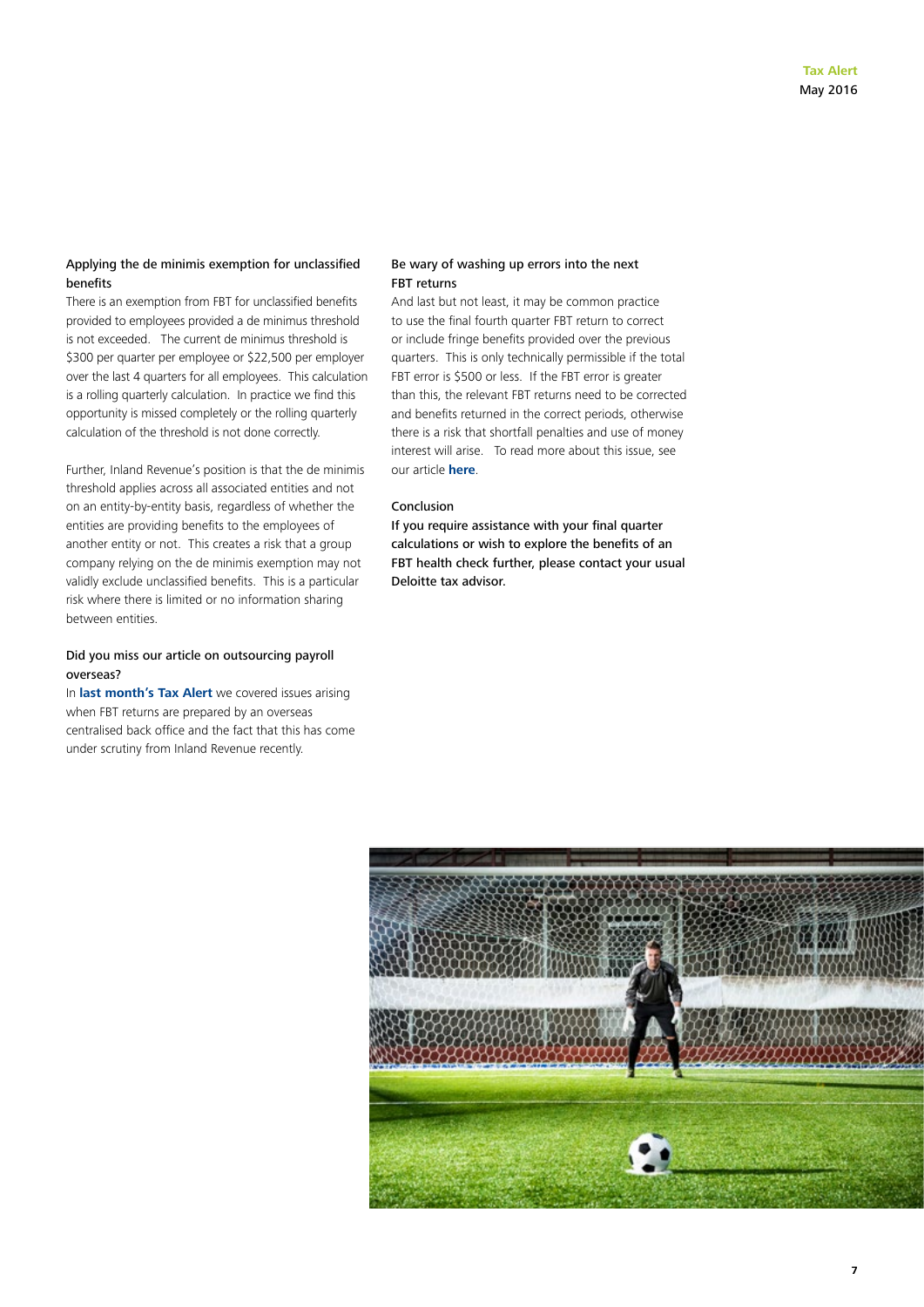### Applying the de minimis exemption for unclassified benefits

There is an exemption from FBT for unclassified benefits provided to employees provided a de minimus threshold is not exceeded. The current de minimus threshold is $300 per quarter per employee or $22,500 per employer over the last 4 quarters for all employees. This calculation is a rolling quarterly calculation. In practice we find this opportunity is missed completely or the rolling quarterly calculation of the threshold is not done correctly.

Further, Inland Revenue's position is that the de minimis threshold applies across all associated entities and not on an entity-by-entity basis, regardless of whether the entities are providing benefits to the employees of another entity or not. This creates a risk that a group company relying on the de minimis exemption may not validly exclude unclassified benefits. This is a particular risk where there is limited or no information sharing between entities.

### Did you miss our article on outsourcing payroll overseas?

In **last month's Tax Alert** we covered issues arising when FBT returns are prepared by an overseas centralised back office and the fact that this has come under scrutiny from Inland Revenue recently.

### Be wary of washing up errors into the next FBT returns

And last but not least, it may be common practice to use the final fourth quarter FBT return to correct or include fringe benefits provided over the previous quarters. This is only technically permissible if the total FBT error is $500 or less. If the FBT error is greater than this, the relevant FBT returns need to be corrected and benefits returned in the correct periods, otherwise there is a risk that shortfall penalties and use of money interest will arise. To read more about this issue, see our article **here**.

### Conclusion

**If you require assistance with your final quarter calculations or wish to explore the benefits of an FBT health check further, please contact your usual Deloitte tax advisor.**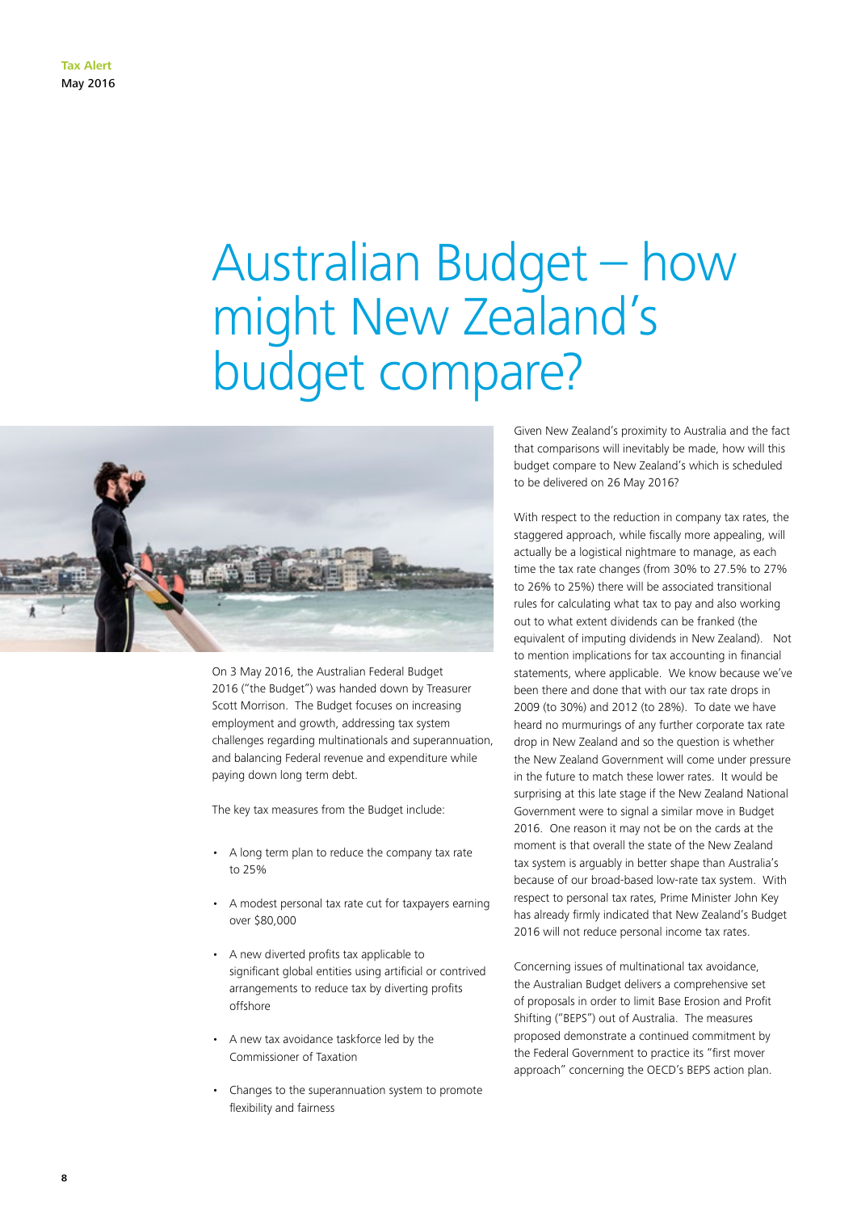# Australian Budget – how might New Zealand's budget compare?

On 3 May 2016, the Australian Federal Budget 2016 ("the Budget") was handed down by Treasurer Scott Morrison. The Budget focuses on increasing employment and growth, addressing tax system challenges regarding multinationals and superannuation, and balancing Federal revenue and expenditure while paying down long term debt.

The key tax measures from the Budget include:

- A long term plan to reduce the company tax rate to 25%
- A modest personal tax rate cut for taxpayers earning over $80,000
- A new diverted profits tax applicable to significant global entities using artificial or contrived arrangements to reduce tax by diverting profits offshore
- A new tax avoidance taskforce led by the Commissioner of Taxation
- Changes to the superannuation system to promote flexibility and fairness

Given New Zealand's proximity to Australia and the fact that comparisons will inevitably be made, how will this budget compare to New Zealand's which is scheduled to be delivered on 26 May 2016?

With respect to the reduction in company tax rates, the staggered approach, while fiscally more appealing, will actually be a logistical nightmare to manage, as each time the tax rate changes (from 30% to 27.5% to 27% to 26% to 25%) there will be associated transitional rules for calculating what tax to pay and also working out to what extent dividends can be franked (the equivalent of imputing dividends in New Zealand). Not to mention implications for tax accounting in financial statements, where applicable. We know because we've been there and done that with our tax rate drops in 2009 (to 30%) and 2012 (to 28%). To date we have heard no murmurings of any further corporate tax rate drop in New Zealand and so the question is whether the New Zealand Government will come under pressure in the future to match these lower rates. It would be surprising at this late stage if the New Zealand National Government were to signal a similar move in Budget 2016. One reason it may not be on the cards at the moment is that overall the state of the New Zealand tax system is arguably in better shape than Australia's because of our broad-based low-rate tax system. With respect to personal tax rates, Prime Minister John Key has already firmly indicated that New Zealand's Budget 2016 will not reduce personal income tax rates.

Concerning issues of multinational tax avoidance, the Australian Budget delivers a comprehensive set of proposals in order to limit Base Erosion and Profit Shifting ("BEPS") out of Australia. The measures proposed demonstrate a continued commitment by the Federal Government to practice its "first mover approach" concerning the OECD's BEPS action plan.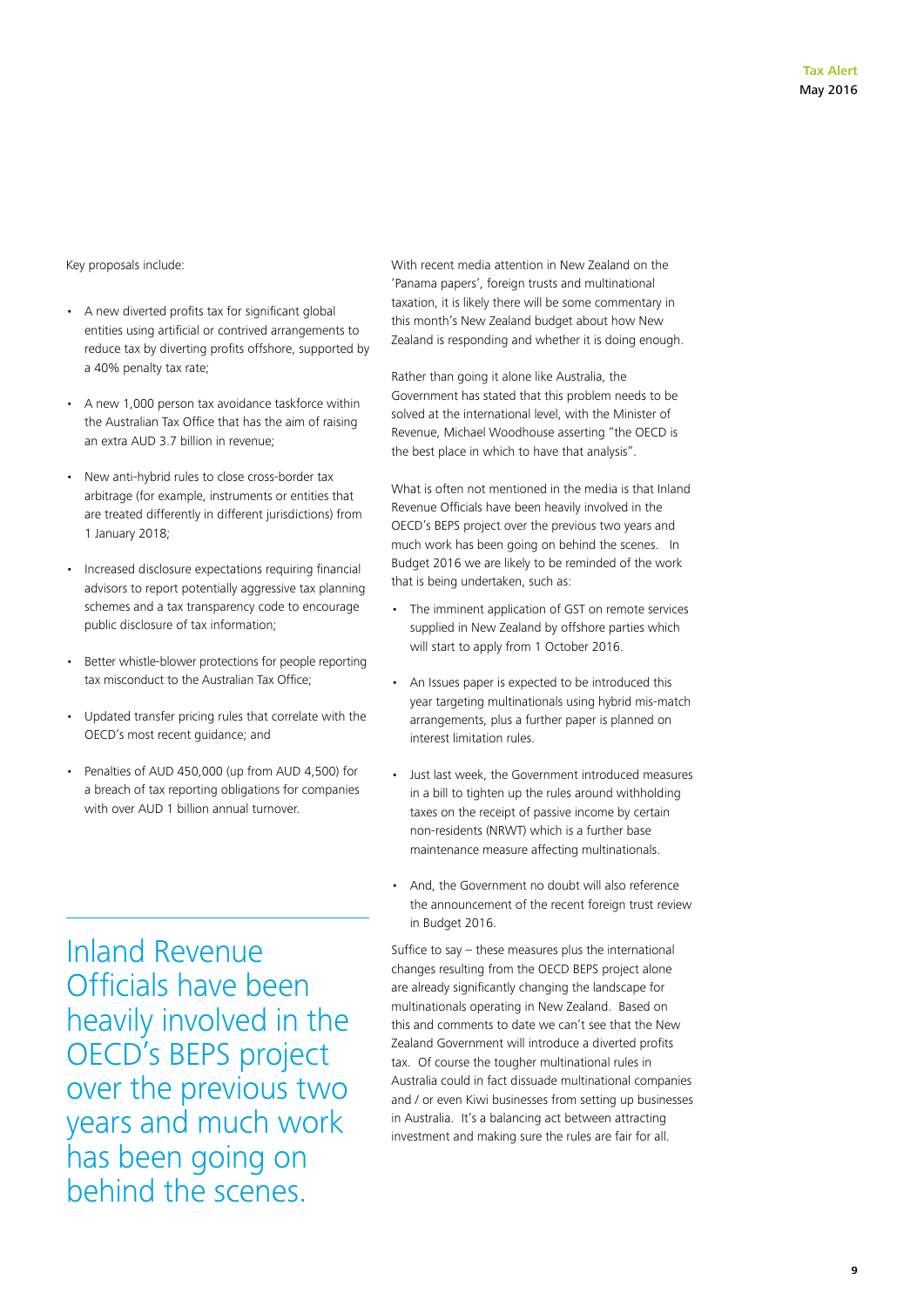Key proposals include:

- A new diverted profits tax for significant global entities using artificial or contrived arrangements to reduce tax by diverting profits offshore, supported by a 40% penalty tax rate;
- A new 1,000 person tax avoidance taskforce within the Australian Tax Office that has the aim of raising an extra AUD 3.7 billion in revenue;
- New anti-hybrid rules to close cross-border tax arbitrage (for example, instruments or entities that are treated differently in different jurisdictions) from 1 January 2018;
- Increased disclosure expectations requiring financial advisors to report potentially aggressive tax planning schemes and a tax transparency code to encourage public disclosure of tax information;
- Better whistle-blower protections for people reporting tax misconduct to the Australian Tax Office;
- Updated transfer pricing rules that correlate with the OECD's most recent guidance; and
- Penalties of AUD 450,000 (up from AUD 4,500) for a breach of tax reporting obligations for companies with over AUD 1 billion annual turnover.

> Inland Revenue Officials have been heavily involved in the OECD's BEPS project over the previous two years and much work has been going on behind the scenes.

With recent media attention in New Zealand on the 'Panama papers', foreign trusts and multinational taxation, it is likely there will be some commentary in this month's New Zealand budget about how New Zealand is responding and whether it is doing enough.

Rather than going it alone like Australia, the Government has stated that this problem needs to be solved at the international level, with the Minister of Revenue, Michael Woodhouse asserting "the OECD is the best place in which to have that analysis".

What is often not mentioned in the media is that Inland Revenue Officials have been heavily involved in the OECD's BEPS project over the previous two years and much work has been going on behind the scenes. In Budget 2016 we are likely to be reminded of the work that is being undertaken, such as:

- The imminent application of GST on remote services supplied in New Zealand by offshore parties which will start to apply from 1 October 2016.
- An Issues paper is expected to be introduced this year targeting multinationals using hybrid mis-match arrangements, plus a further paper is planned on interest limitation rules.
- Just last week, the Government introduced measures in a bill to tighten up the rules around withholding taxes on the receipt of passive income by certain non-residents (NRWT) which is a further base maintenance measure affecting multinationals.
- And, the Government no doubt will also reference the announcement of the recent foreign trust review in Budget 2016.

Suffice to say – these measures plus the international changes resulting from the OECD BEPS project alone are already significantly changing the landscape for multinationals operating in New Zealand. Based on this and comments to date we can't see that the New Zealand Government will introduce a diverted profits tax. Of course the tougher multinational rules in Australia could in fact dissuade multinational companies and / or even Kiwi businesses from setting up businesses in Australia. It's a balancing act between attracting investment and making sure the rules are fair for all.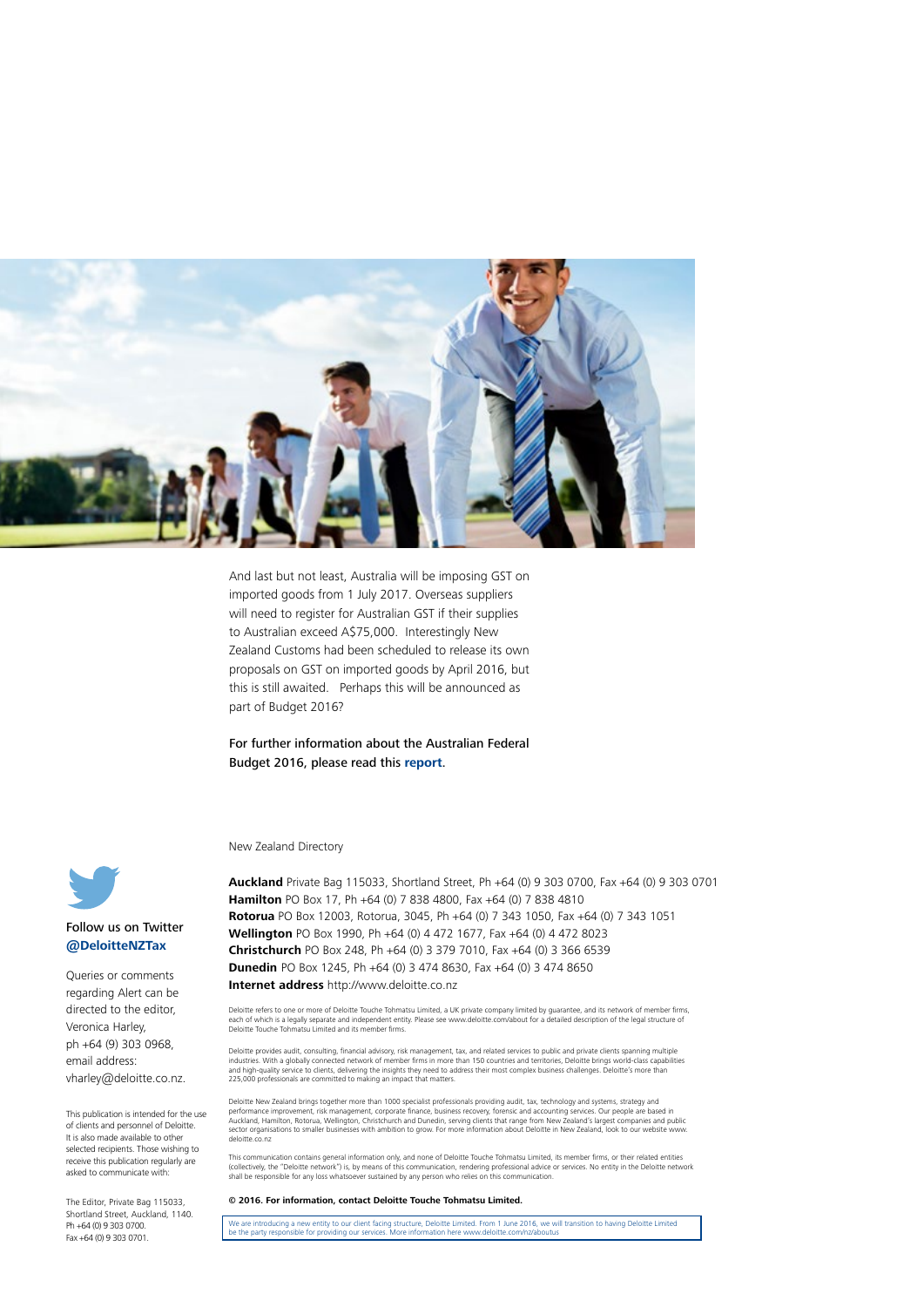And last but not least, Australia will be imposing GST on imported goods from 1 July 2017. Overseas suppliers will need to register for Australian GST if their supplies to Australian exceed A$75,000. Interestingly New Zealand Customs had been scheduled to release its own proposals on GST on imported goods by April 2016, but this is still awaited. Perhaps this will be announced as part of Budget 2016?

For further information about the Australian Federal Budget 2016, please read this **report**.

Follow us on Twitter
**@DeloitteNZTax**

Queries or comments regarding Alert can be directed to the editor, Veronica Harley, ph +64 (9) 303 0968, email address: vharley@deloitte.co.nz.

This publication is intended for the use of clients and personnel of Deloitte. It is also made available to other selected recipients. Those wishing to receive this publication regularly are asked to communicate with:

The Editor, Private Bag 115033, Shortland Street, Auckland, 1140.
Ph +64 (0) 9 303 0700.
Fax +64 (0) 9 303 0701.

New Zealand Directory

**Auckland** Private Bag 115033, Shortland Street, Ph +64 (0) 9 303 0700, Fax +64 (0) 9 303 0701
**Hamilton** PO Box 17, Ph +64 (0) 7 838 4800, Fax +64 (0) 7 838 4810
**Rotorua** PO Box 12003, Rotorua, 3045, Ph +64 (0) 7 343 1050, Fax +64 (0) 7 343 1051
**Wellington** PO Box 1990, Ph +64 (0) 4 472 1677, Fax +64 (0) 4 472 8023
**Christchurch** PO Box 248, Ph +64 (0) 3 379 7010, Fax +64 (0) 3 366 6539
**Dunedin** PO Box 1245, Ph +64 (0) 3 474 8630, Fax +64 (0) 3 474 8650
**Internet address** http://www.deloitte.co.nz

Deloitte refers to one or more of Deloitte Touche Tohmatsu Limited, a UK private company limited by guarantee, and its network of member firms, each of which is a legally separate and independent entity. Please see www.deloitte.com/about for a detailed description of the legal structure of Deloitte Touche Tohmatsu Limited and its member firms.

Deloitte provides audit, consulting, financial advisory, risk management, tax, and related services to public and private clients spanning multiple industries. With a globally connected network of member firms in more than 150 countries and territories, Deloitte brings world-class capabilities and high-quality service to clients, delivering the insights they need to address their most complex business challenges. Deloitte's more than 225,000 professionals are committed to making an impact that matters.

Deloitte New Zealand brings together more than 1000 specialist professionals providing audit, tax, technology and systems, strategy and performance improvement, risk management, corporate finance, business recovery, forensic and accounting services. Our people are based in Auckland, Hamilton, Rotorua, Wellington, Christchurch and Dunedin, serving clients that range from New Zealand's largest companies and public sector organisations to smaller businesses with ambition to grow. For more information about Deloitte in New Zealand, look to our website www.deloitte.co.nz

This communication contains general information only, and none of Deloitte Touche Tohmatsu Limited, its member firms, or their related entities (collectively, the "Deloitte network") is, by means of this communication, rendering professional advice or services. No entity in the Deloitte network shall be responsible for any loss whatsoever sustained by any person who relies on this communication.

**© 2016. For information, contact Deloitte Touche Tohmatsu Limited.**

We are introducing a new entity to our client facing structure, Deloitte Limited. From 1 June 2016, we will transition to having Deloitte Limited be the party responsible for providing our services. More information here www.deloitte.com/nz/aboutus